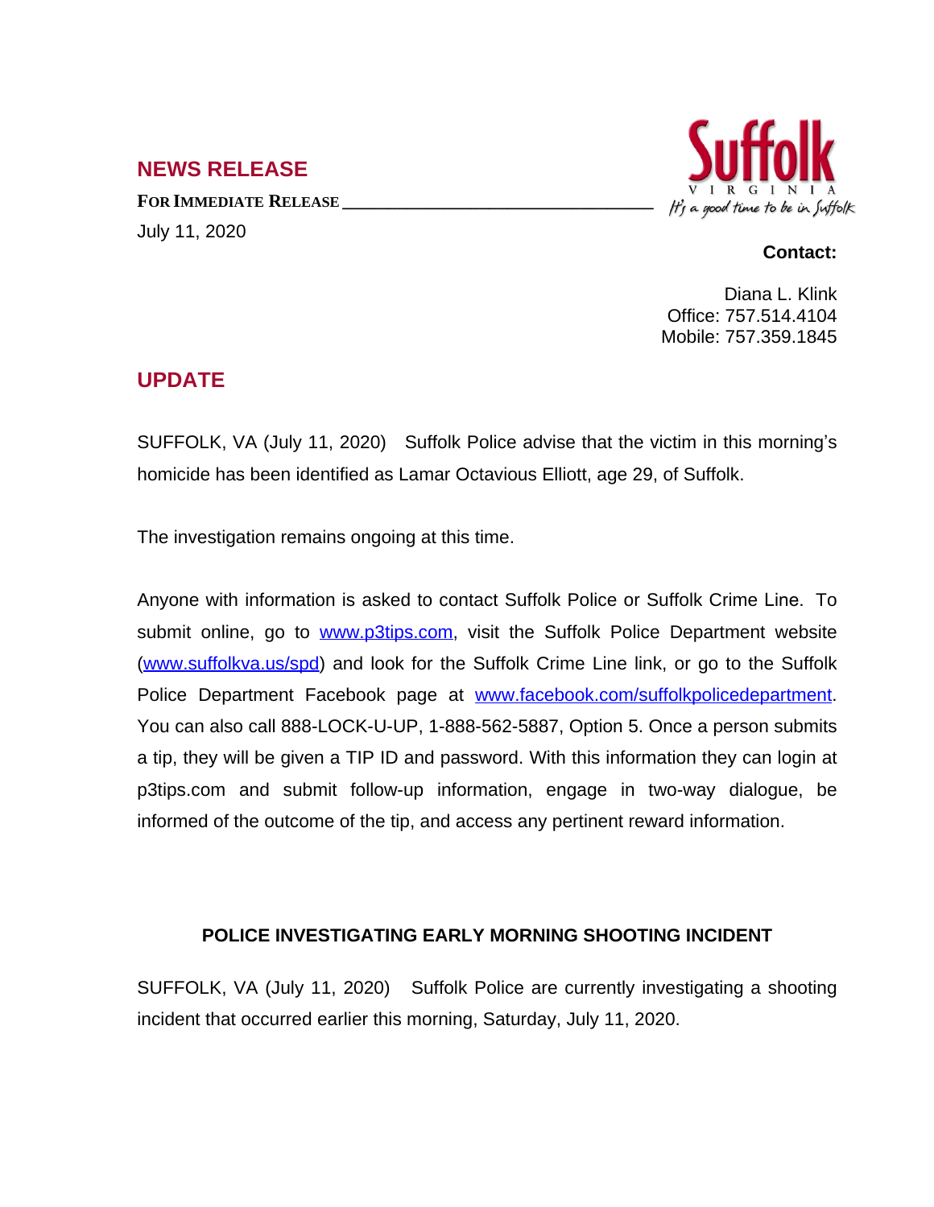## NEWS RELEASE

**FOR IMMEDIATE RELEASE**

July 11, 2020

Suffolk VIRGINIA *It's a good time to be in Suffolk*

**Contact:**

Diana L. Klink
Office: 757.514.4104
Mobile: 757.359.1845

## UPDATE

SUFFOLK, VA (July 11, 2020) Suffolk Police advise that the victim in this morning's homicide has been identified as Lamar Octavious Elliott, age 29, of Suffolk.

The investigation remains ongoing at this time.

Anyone with information is asked to contact Suffolk Police or Suffolk Crime Line. To submit online, go to [www.p3tips.com](www.p3tips.com), visit the Suffolk Police Department website ([www.suffolkva.us/spd](www.suffolkva.us/spd)) and look for the Suffolk Crime Line link, or go to the Suffolk Police Department Facebook page at [www.facebook.com/suffolkpolicedepartment](www.facebook.com/suffolkpolicedepartment). You can also call 888-LOCK-U-UP, 1-888-562-5887, Option 5. Once a person submits a tip, they will be given a TIP ID and password. With this information they can login at p3tips.com and submit follow-up information, engage in two-way dialogue, be informed of the outcome of the tip, and access any pertinent reward information.

**POLICE INVESTIGATING EARLY MORNING SHOOTING INCIDENT**

SUFFOLK, VA (July 11, 2020) Suffolk Police are currently investigating a shooting incident that occurred earlier this morning, Saturday, July 11, 2020.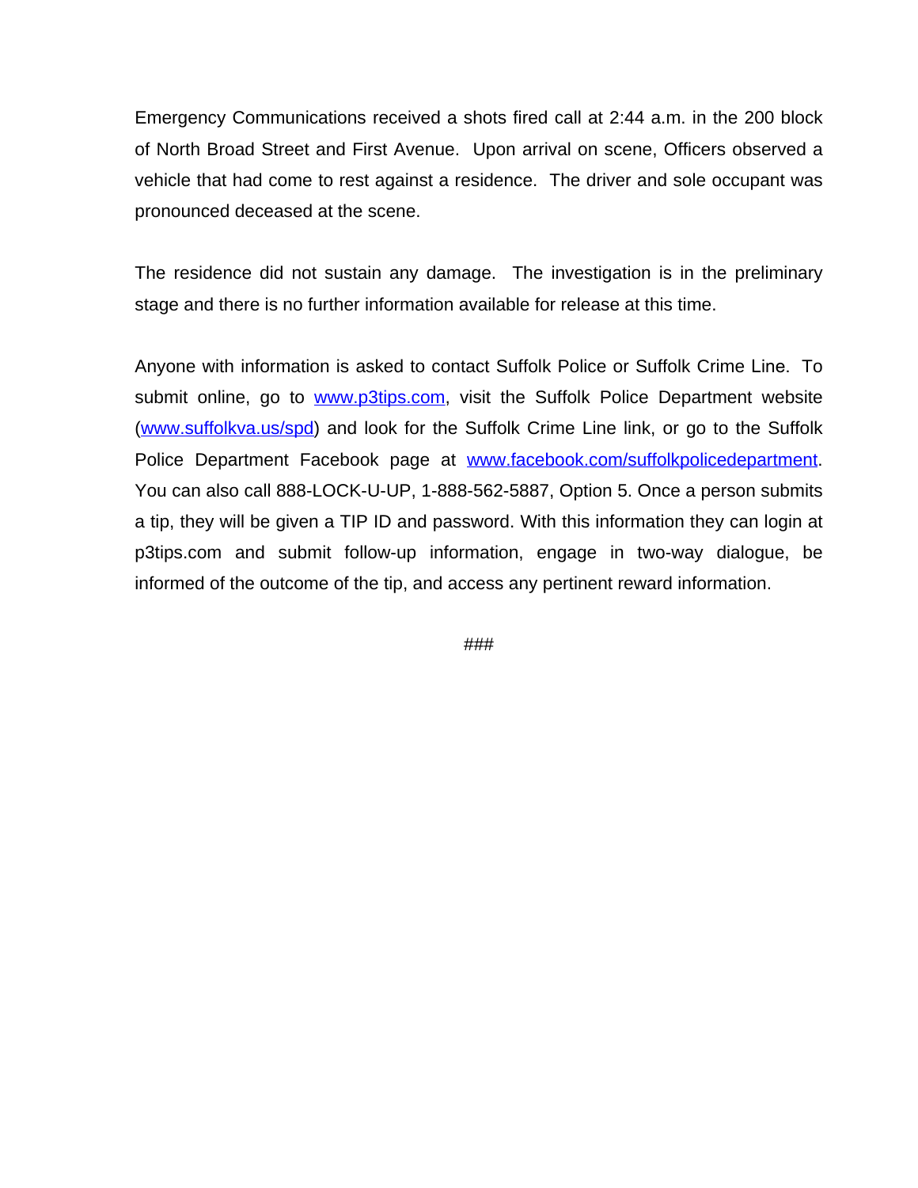Emergency Communications received a shots fired call at 2:44 a.m. in the 200 block of North Broad Street and First Avenue. Upon arrival on scene, Officers observed a vehicle that had come to rest against a residence. The driver and sole occupant was pronounced deceased at the scene.

The residence did not sustain any damage. The investigation is in the preliminary stage and there is no further information available for release at this time.

Anyone with information is asked to contact Suffolk Police or Suffolk Crime Line. To submit online, go to www.p3tips.com, visit the Suffolk Police Department website (www.suffolkva.us/spd) and look for the Suffolk Crime Line link, or go to the Suffolk Police Department Facebook page at www.facebook.com/suffolkpolicedepartment. You can also call 888-LOCK-U-UP, 1-888-562-5887, Option 5. Once a person submits a tip, they will be given a TIP ID and password. With this information they can login at p3tips.com and submit follow-up information, engage in two-way dialogue, be informed of the outcome of the tip, and access any pertinent reward information.

###